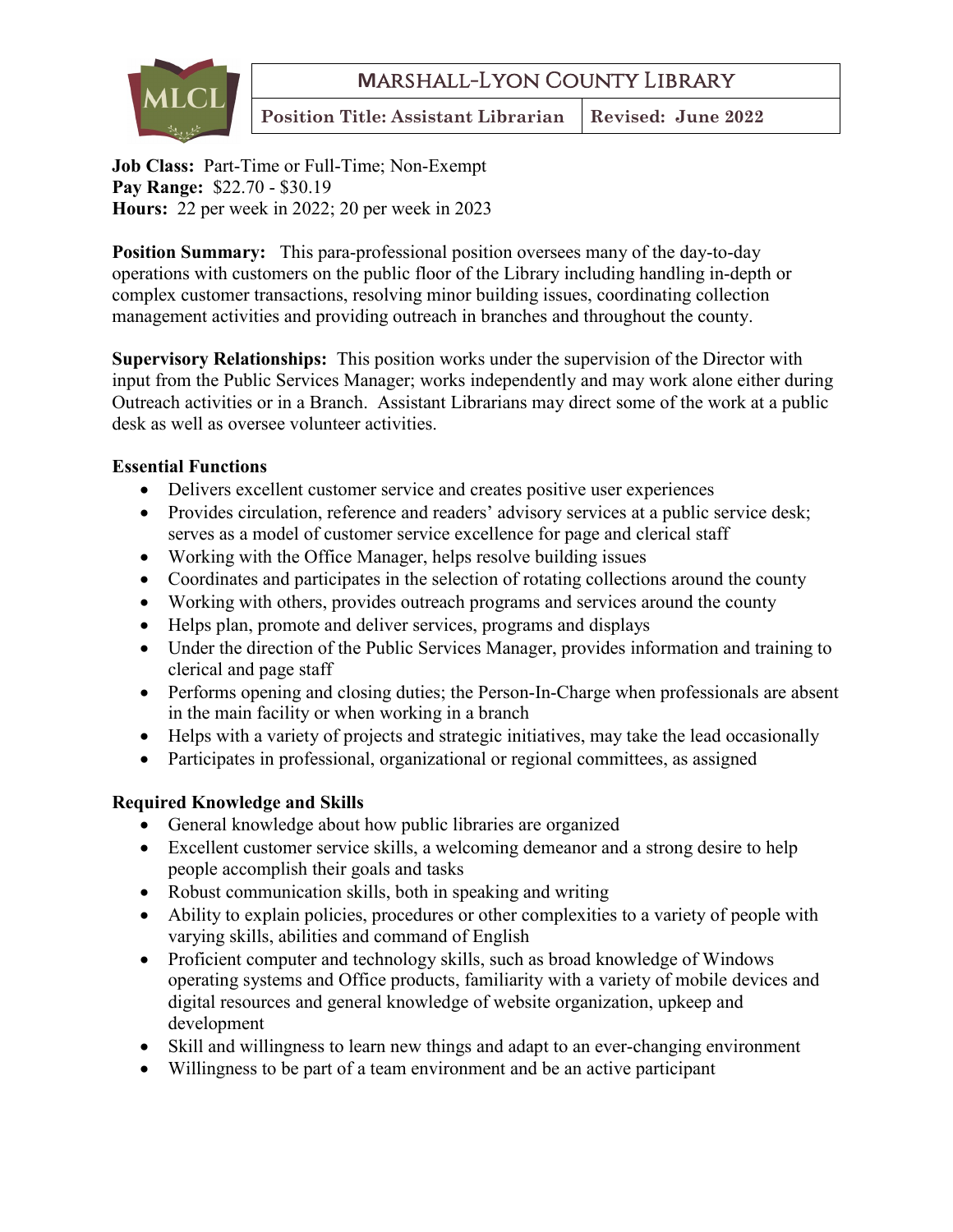# MARSHALL-LYON COUNTY LIBRARY

| Position Title: Assistant Librarian | Revised: June 2022 |
| --- | --- |

**Job Class:** Part-Time or Full-Time; Non-Exempt
**Pay Range:** $22.70 - $30.19
**Hours:** 22 per week in 2022; 20 per week in 2023

**Position Summary:** This para-professional position oversees many of the day-to-day operations with customers on the public floor of the Library including handling in-depth or complex customer transactions, resolving minor building issues, coordinating collection management activities and providing outreach in branches and throughout the county.

**Supervisory Relationships:** This position works under the supervision of the Director with input from the Public Services Manager; works independently and may work alone either during Outreach activities or in a Branch. Assistant Librarians may direct some of the work at a public desk as well as oversee volunteer activities.

**Essential Functions**

- Delivers excellent customer service and creates positive user experiences
- Provides circulation, reference and readers' advisory services at a public service desk; serves as a model of customer service excellence for page and clerical staff
- Working with the Office Manager, helps resolve building issues
- Coordinates and participates in the selection of rotating collections around the county
- Working with others, provides outreach programs and services around the county
- Helps plan, promote and deliver services, programs and displays
- Under the direction of the Public Services Manager, provides information and training to clerical and page staff
- Performs opening and closing duties; the Person-In-Charge when professionals are absent in the main facility or when working in a branch
- Helps with a variety of projects and strategic initiatives, may take the lead occasionally
- Participates in professional, organizational or regional committees, as assigned

**Required Knowledge and Skills**

- General knowledge about how public libraries are organized
- Excellent customer service skills, a welcoming demeanor and a strong desire to help people accomplish their goals and tasks
- Robust communication skills, both in speaking and writing
- Ability to explain policies, procedures or other complexities to a variety of people with varying skills, abilities and command of English
- Proficient computer and technology skills, such as broad knowledge of Windows operating systems and Office products, familiarity with a variety of mobile devices and digital resources and general knowledge of website organization, upkeep and development
- Skill and willingness to learn new things and adapt to an ever-changing environment
- Willingness to be part of a team environment and be an active participant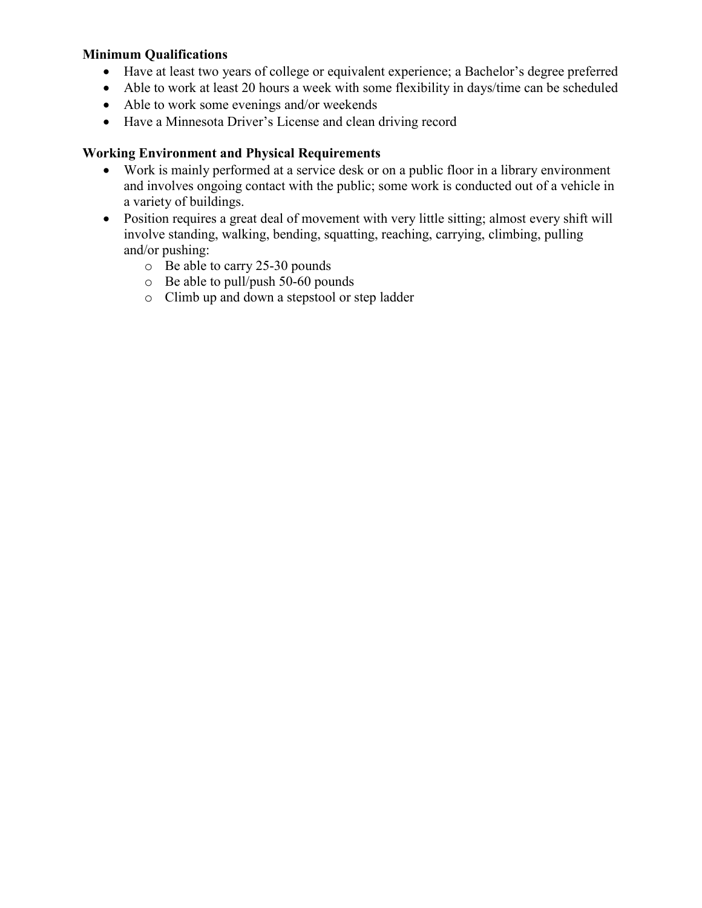**Minimum Qualifications**

- Have at least two years of college or equivalent experience; a Bachelor's degree preferred
- Able to work at least 20 hours a week with some flexibility in days/time can be scheduled
- Able to work some evenings and/or weekends
- Have a Minnesota Driver's License and clean driving record

**Working Environment and Physical Requirements**

- Work is mainly performed at a service desk or on a public floor in a library environment and involves ongoing contact with the public; some work is conducted out of a vehicle in a variety of buildings.
- Position requires a great deal of movement with very little sitting; almost every shift will involve standing, walking, bending, squatting, reaching, carrying, climbing, pulling and/or pushing:
    - Be able to carry 25-30 pounds
    - Be able to pull/push 50-60 pounds
    - Climb up and down a stepstool or step ladder